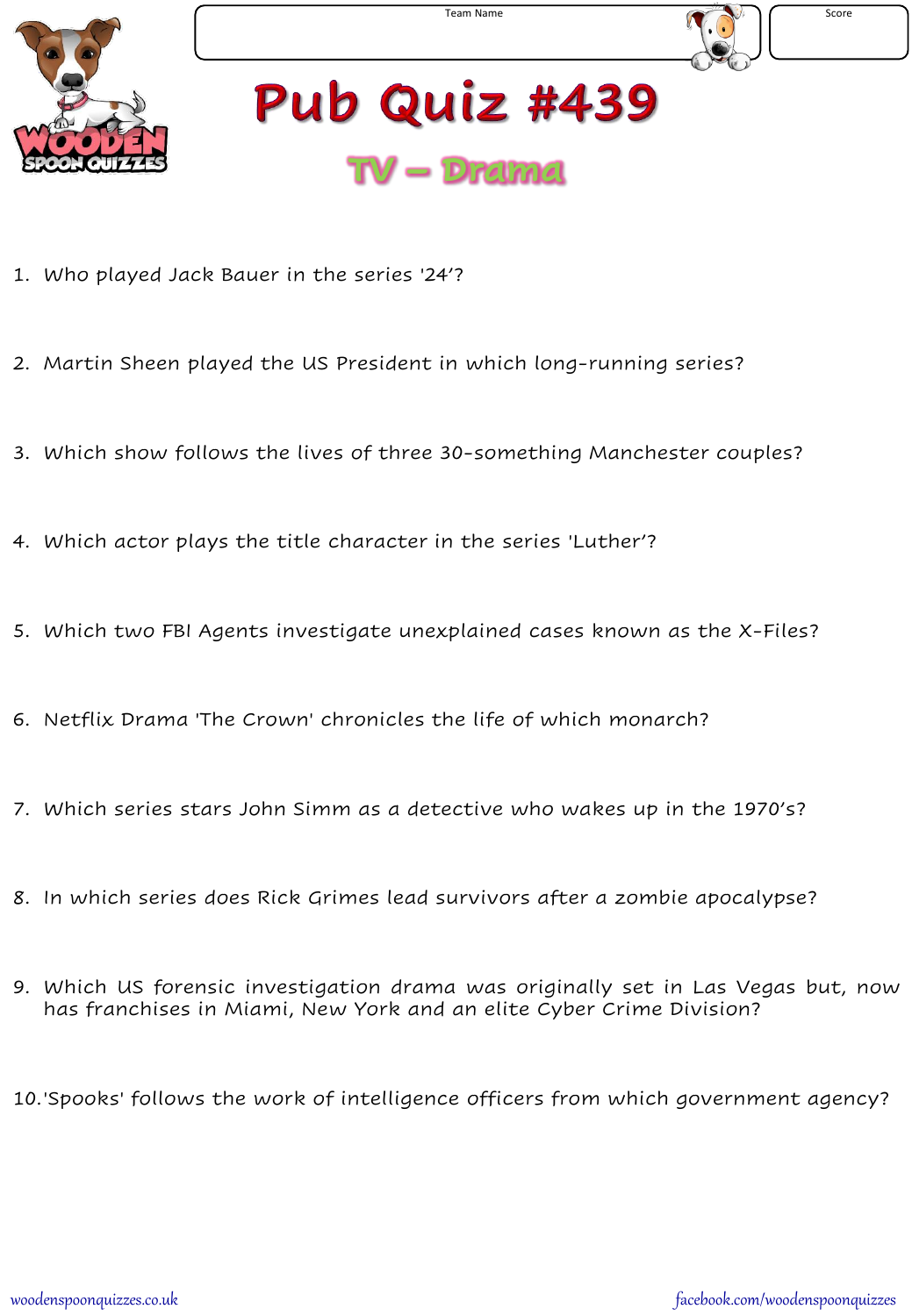Team Name

Score

# Pub Quiz #439

## TV – Drama

1. Who played Jack Bauer in the series '24'?

2. Martin Sheen played the US President in which long-running series?

3. Which show follows the lives of three 30-something Manchester couples?

4. Which actor plays the title character in the series 'Luther'?

5. Which two FBI Agents investigate unexplained cases known as the X-Files?

6. Netflix Drama 'The Crown' chronicles the life of which monarch?

7. Which series stars John Simm as a detective who wakes up in the 1970's?

8. In which series does Rick Grimes lead survivors after a zombie apocalypse?

9. Which US forensic investigation drama was originally set in Las Vegas but, now has franchises in Miami, New York and an elite Cyber Crime Division?

10. 'Spooks' follows the work of intelligence officers from which government agency?

woodenspoonquizzes.co.uk

facebook.com/woodenspoonquizzes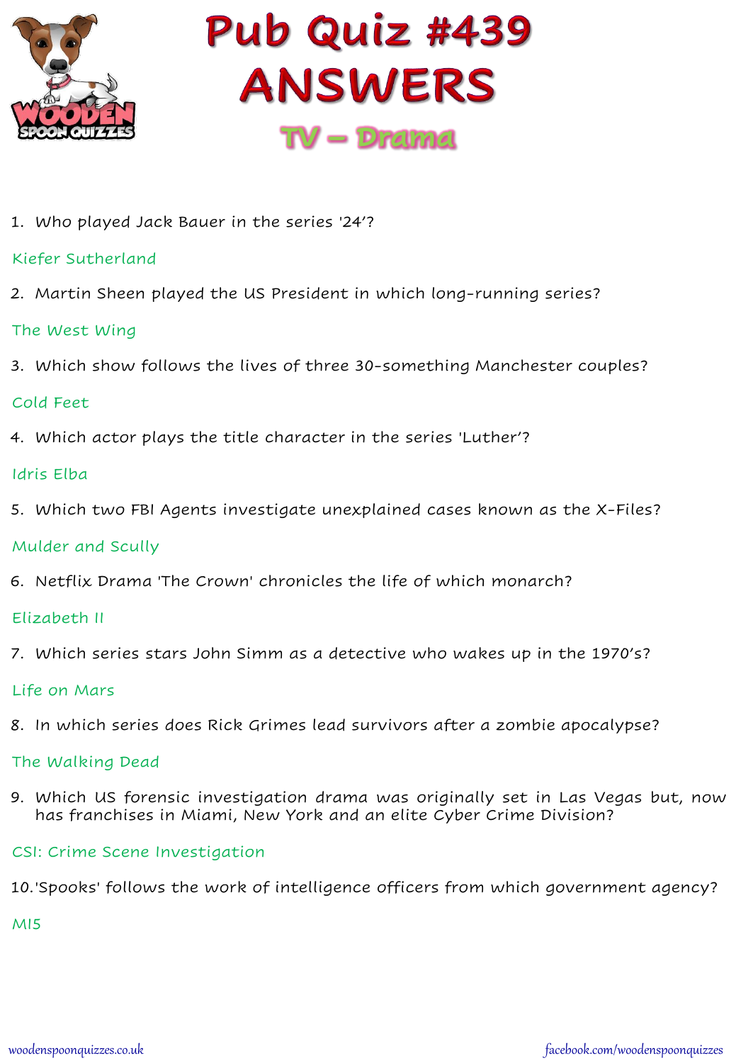# Pub Quiz #439
# ANSWERS
## TV – Drama

1. Who played Jack Bauer in the series '24'?

Kiefer Sutherland

2. Martin Sheen played the US President in which long-running series?

The West Wing

3. Which show follows the lives of three 30-something Manchester couples?

Cold Feet

4. Which actor plays the title character in the series 'Luther'?

Idris Elba

5. Which two FBI Agents investigate unexplained cases known as the X-Files?

Mulder and Scully

6. Netflix Drama 'The Crown' chronicles the life of which monarch?

Elizabeth II

7. Which series stars John Simm as a detective who wakes up in the 1970's?

Life on Mars

8. In which series does Rick Grimes lead survivors after a zombie apocalypse?

The Walking Dead

9. Which US forensic investigation drama was originally set in Las Vegas but, now has franchises in Miami, New York and an elite Cyber Crime Division?

CSI: Crime Scene Investigation

10. 'Spooks' follows the work of intelligence officers from which government agency?

MI5

woodenspoonquizzes.co.uk facebook.com/woodenspoonquizzes